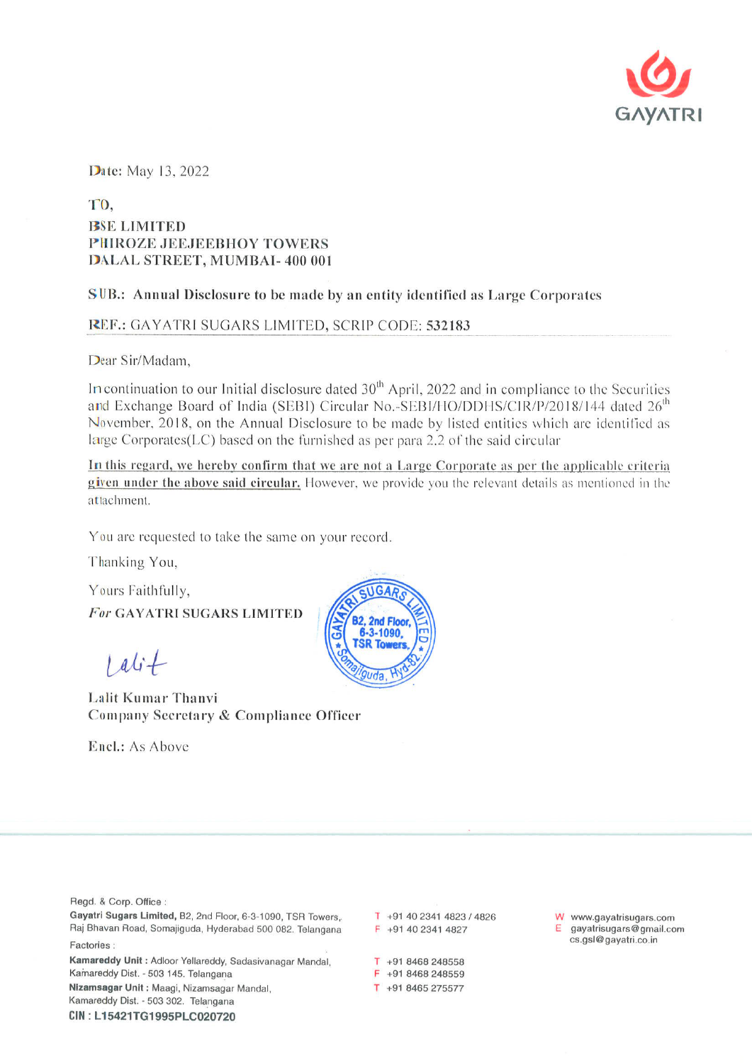GAYATRI

Date: May 13, 2022

TO,
**BSE LIMITED**
**PHIROZE JEEJEEBHOY TOWERS**
**DALAL STREET, MUMBAI- 400 001**

**SUB.: Annual Disclosure to be made by an entity identified as Large Corporates**

**REF.:** GAYATRI SUGARS LIMITED, SCRIP CODE: **532183**

Dear Sir/Madam,

In continuation to our Initial disclosure dated 30th April, 2022 and in compliance to the Securities and Exchange Board of India (SEBI) Circular No.-SEBI/HO/DDHS/CIR/P/2018/144 dated 26th November, 2018, on the Annual Disclosure to be made by listed entities which are identified as large Corporates(LC) based on the furnished as per para 2.2 of the said circular

**In this regard, we hereby confirm that we are not a Large Corporate as per the applicable criteria given under the above said circular.** However, we provide you the relevant details as mentioned in the attachment.

You are requested to take the same on your record.

Thanking You,

Yours Faithfully,

*For* **GAYATRI SUGARS LIMITED**

Lalit

**Lalit Kumar Thanvi**
**Company Secretary & Compliance Officer**

Encl.: As Above

Regd. & Corp. Office :
**Gayatri Sugars Limited,** B2, 2nd Floor, 6-3-1090, TSR Towers, Raj Bhavan Road, Somajiguda, Hyderabad 500 082. Telangana
T +91 40 2341 4823 / 4826
F +91 40 2341 4827
W www.gayatrisugars.com
E gayatrisugars@gmail.com cs.gsl@gayatri.co.in

Factories :
**Kamareddy Unit :** Adloor Yellareddy, Sadasivanagar Mandal, Kamareddy Dist. - 503 145. Telangana
T +91 8468 248558
F +91 8468 248559
**Nizamsagar Unit :** Maagi, Nizamsagar Mandal, Kamareddy Dist. - 503 302. Telangana
T +91 8465 275577

**CIN : L15421TG1995PLC020720**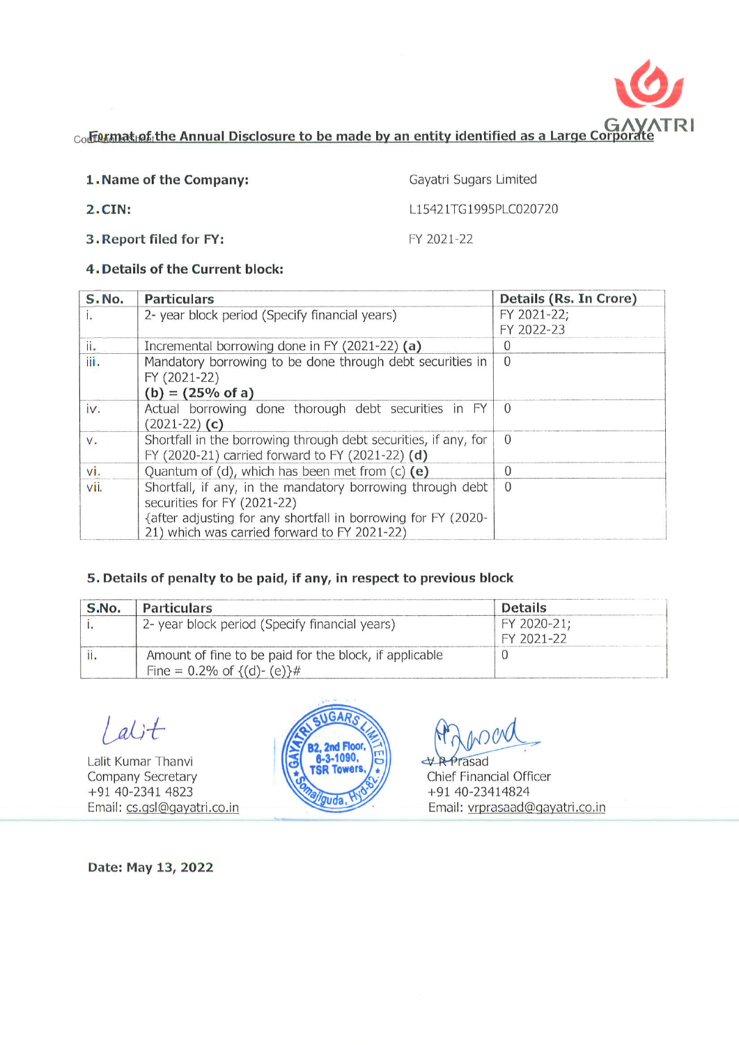## Format of the Annual Disclosure to be made by an entity identified as a Large Corporate

**1. Name of the Company:** Gayatri Sugars Limited

**2. CIN:** L15421TG1995PLC020720

**3. Report filed for FY:** FY 2021-22

**4. Details of the Current block:**

| S.No. | Particulars | Details (Rs. In Crore) |
|---|---|---|
| i. | 2- year block period (Specify financial years) | FY 2021-22; FY 2022-23 |
| ii. | Incremental borrowing done in FY (2021-22) **(a)** | 0 |
| iii. | Mandatory borrowing to be done through debt securities in FY (2021-22) **(b) = (25% of a)** | 0 |
| iv. | Actual borrowing done thorough debt securities in FY (2021-22) **(c)** | 0 |
| v. | Shortfall in the borrowing through debt securities, if any, for FY (2020-21) carried forward to FY (2021-22) **(d)** | 0 |
| vi. | Quantum of (d), which has been met from (c) **(e)** | 0 |
| vii. | Shortfall, if any, in the mandatory borrowing through debt securities for FY (2021-22) {after adjusting for any shortfall in borrowing for FY (2020-21) which was carried forward to FY 2021-22) | 0 |

**5. Details of penalty to be paid, if any, in respect to previous block**

| S.No. | Particulars | Details |
|---|---|---|
| i. | 2- year block period (Specify financial years) | FY 2020-21; FY 2021-22 |
| ii. | Amount of fine to be paid for the block, if applicable Fine = 0.2% of {(d)- (e)}# | 0 |

Lalit Kumar Thanvi
Company Secretary
+91 40-2341 4823
Email: cs.gsl@gayatri.co.in

V R Prasad
Chief Financial Officer
+91 40-23414824
Email: vrprasaad@gayatri.co.in

**Date: May 13, 2022**